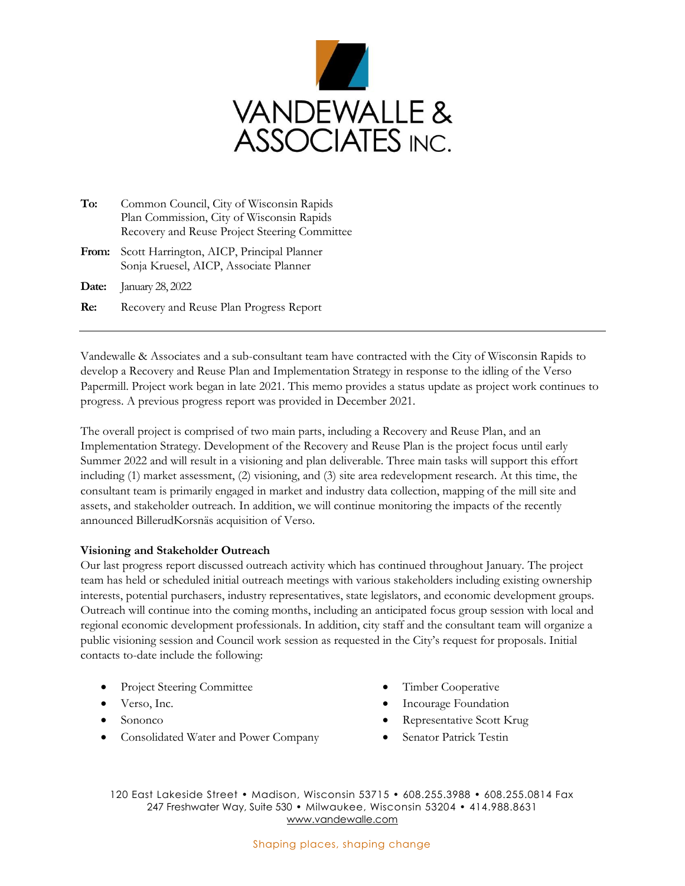# VANDEWALLE & ASSOCIATES INC.

**To:** Common Council, City of Wisconsin Rapids
Plan Commission, City of Wisconsin Rapids
Recovery and Reuse Project Steering Committee

**From:** Scott Harrington, AICP, Principal Planner
Sonja Kruesel, AICP, Associate Planner

**Date:** January 28, 2022

**Re:** Recovery and Reuse Plan Progress Report

---

Vandewalle & Associates and a sub-consultant team have contracted with the City of Wisconsin Rapids to develop a Recovery and Reuse Plan and Implementation Strategy in response to the idling of the Verso Papermill. Project work began in late 2021. This memo provides a status update as project work continues to progress. A previous progress report was provided in December 2021.

The overall project is comprised of two main parts, including a Recovery and Reuse Plan, and an Implementation Strategy. Development of the Recovery and Reuse Plan is the project focus until early Summer 2022 and will result in a visioning and plan deliverable. Three main tasks will support this effort including (1) market assessment, (2) visioning, and (3) site area redevelopment research. At this time, the consultant team is primarily engaged in market and industry data collection, mapping of the mill site and assets, and stakeholder outreach. In addition, we will continue monitoring the impacts of the recently announced BillerudKorsnäs acquisition of Verso.

**Visioning and Stakeholder Outreach**

Our last progress report discussed outreach activity which has continued throughout January. The project team has held or scheduled initial outreach meetings with various stakeholders including existing ownership interests, potential purchasers, industry representatives, state legislators, and economic development groups. Outreach will continue into the coming months, including an anticipated focus group session with local and regional economic development professionals. In addition, city staff and the consultant team will organize a public visioning session and Council work session as requested in the City's request for proposals. Initial contacts to-date include the following:

- Project Steering Committee
- Verso, Inc.
- Sononco
- Consolidated Water and Power Company
- Timber Cooperative
- Incourage Foundation
- Representative Scott Krug
- Senator Patrick Testin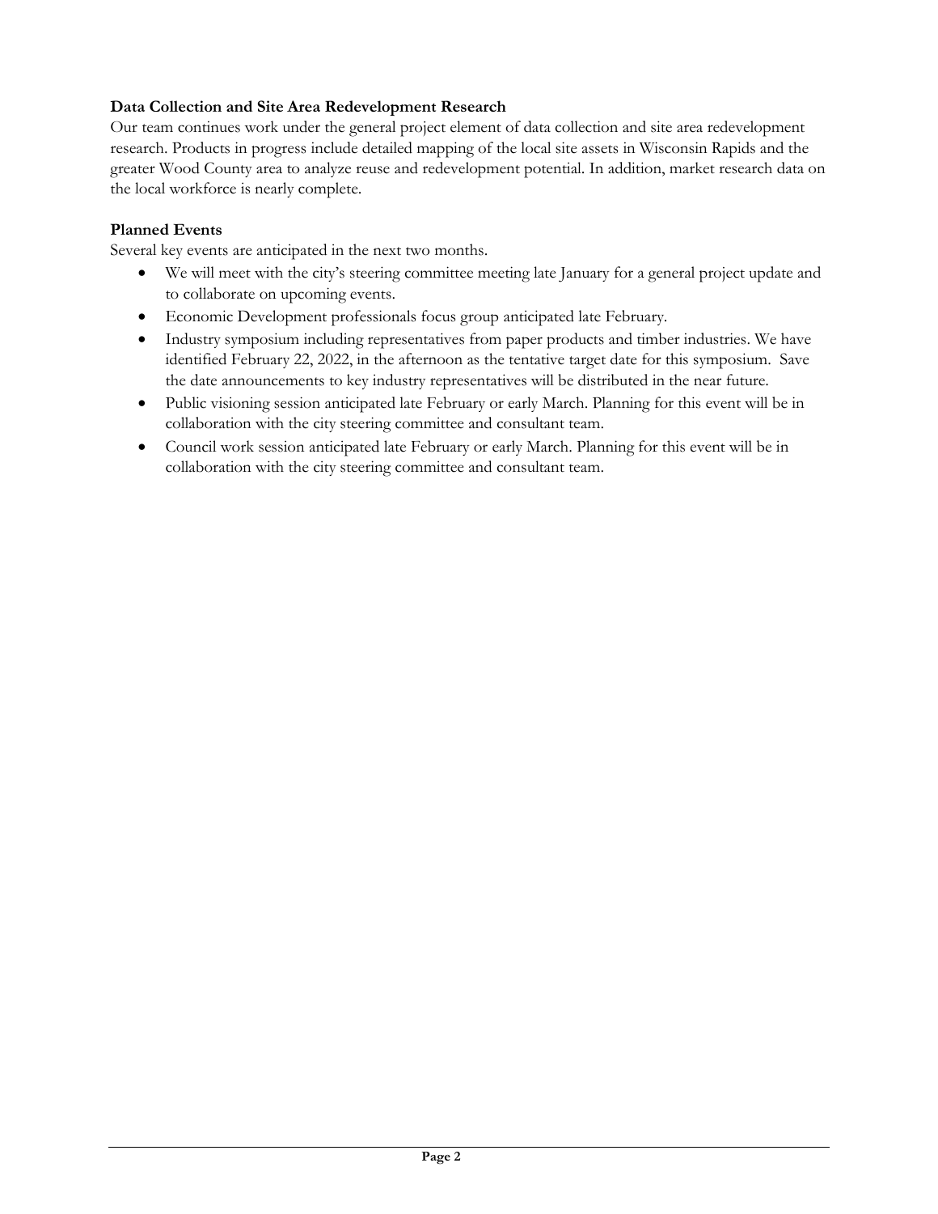**Data Collection and Site Area Redevelopment Research**

Our team continues work under the general project element of data collection and site area redevelopment research. Products in progress include detailed mapping of the local site assets in Wisconsin Rapids and the greater Wood County area to analyze reuse and redevelopment potential. In addition, market research data on the local workforce is nearly complete.

**Planned Events**

Several key events are anticipated in the next two months.

- We will meet with the city's steering committee meeting late January for a general project update and to collaborate on upcoming events.
- Economic Development professionals focus group anticipated late February.
- Industry symposium including representatives from paper products and timber industries. We have identified February 22, 2022, in the afternoon as the tentative target date for this symposium. Save the date announcements to key industry representatives will be distributed in the near future.
- Public visioning session anticipated late February or early March. Planning for this event will be in collaboration with the city steering committee and consultant team.
- Council work session anticipated late February or early March. Planning for this event will be in collaboration with the city steering committee and consultant team.